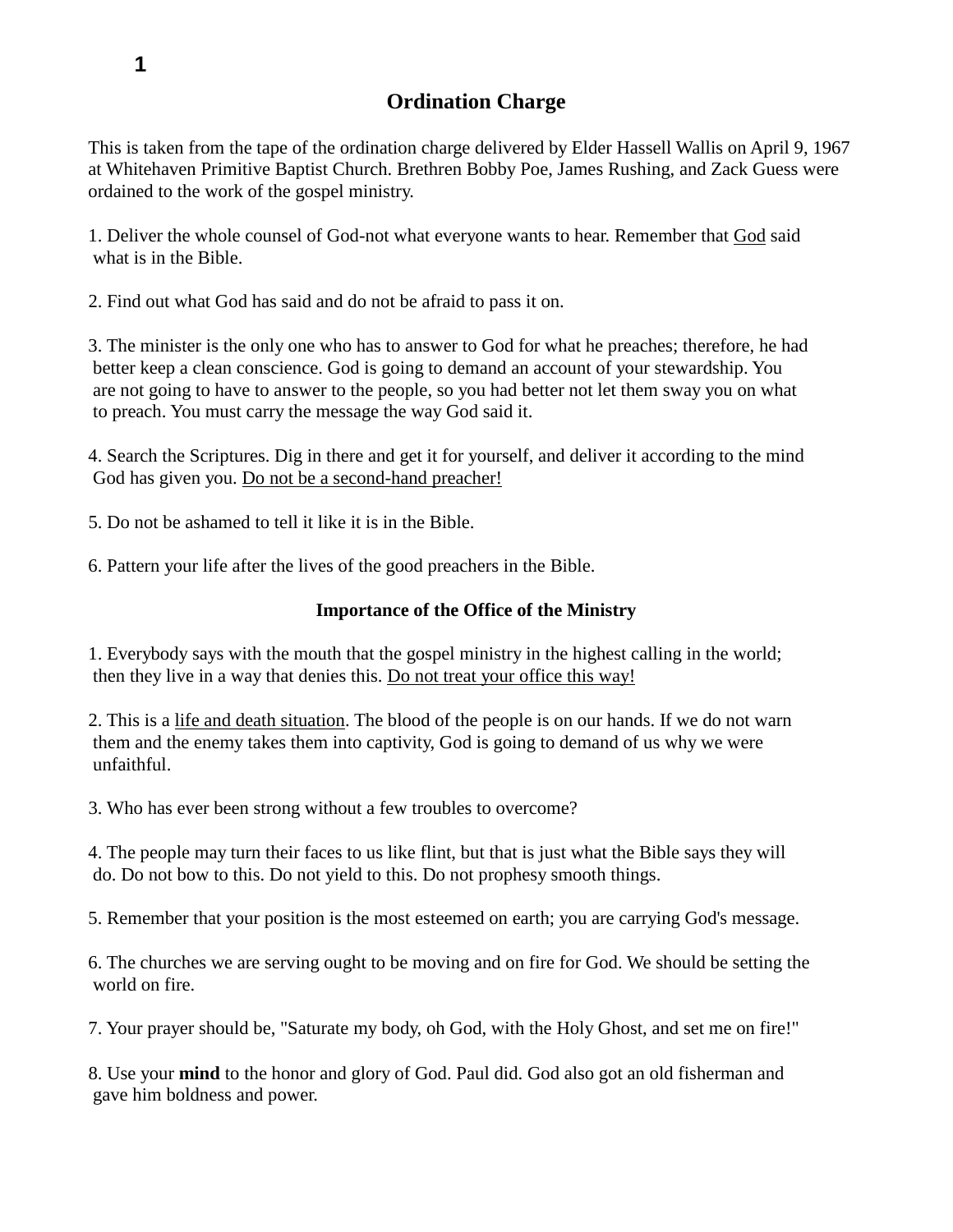# Ordination Charge

This is taken from the tape of the ordination charge delivered by Elder Hassell Wallis on April 9, 1967 at Whitehaven Primitive Baptist Church. Brethren Bobby Poe, James Rushing, and Zack Guess were ordained to the work of the gospel ministry.

1. Deliver the whole counsel of God-not what everyone wants to hear. Remember that <u>God</u> said what is in the Bible.

2. Find out what God has said and do not be afraid to pass it on.

3. The minister is the only one who has to answer to God for what he preaches; therefore, he had better keep a clean conscience. God is going to demand an account of your stewardship. You are not going to have to answer to the people, so you had better not let them sway you on what to preach. You must carry the message the way God said it.

4. Search the Scriptures. Dig in there and get it for yourself, and deliver it according to the mind God has given you. <u>Do not be a second-hand preacher!</u>

5. Do not be ashamed to tell it like it is in the Bible.

6. Pattern your life after the lives of the good preachers in the Bible.

## Importance of the Office of the Ministry

1. Everybody says with the mouth that the gospel ministry in the highest calling in the world; then they live in a way that denies this. <u>Do not treat your office this way!</u>

2. This is a <u>life and death situation</u>. The blood of the people is on our hands. If we do not warn them and the enemy takes them into captivity, God is going to demand of us why we were unfaithful.

3. Who has ever been strong without a few troubles to overcome?

4. The people may turn their faces to us like flint, but that is just what the Bible says they will do. Do not bow to this. Do not yield to this. Do not prophesy smooth things.

5. Remember that your position is the most esteemed on earth; you are carrying God's message.

6. The churches we are serving ought to be moving and on fire for God. We should be setting the world on fire.

7. Your prayer should be, "Saturate my body, oh God, with the Holy Ghost, and set me on fire!"

8. Use your **mind** to the honor and glory of God. Paul did. God also got an old fisherman and gave him boldness and power.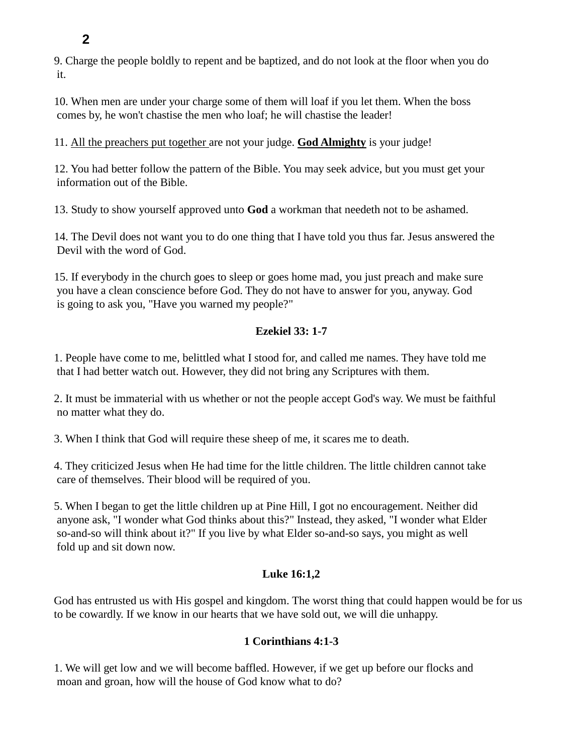9. Charge the people boldly to repent and be baptized, and do not look at the floor when you do it.

10. When men are under your charge some of them will loaf if you let them. When the boss comes by, he won't chastise the men who loaf; he will chastise the leader!

11. <u>All the preachers put together</u> are not your judge. **<u>God Almighty</u>** is your judge!

12. You had better follow the pattern of the Bible. You may seek advice, but you must get your information out of the Bible.

13. Study to show yourself approved unto **God** a workman that needeth not to be ashamed.

14. The Devil does not want you to do one thing that I have told you thus far. Jesus answered the Devil with the word of God.

15. If everybody in the church goes to sleep or goes home mad, you just preach and make sure you have a clean conscience before God. They do not have to answer for you, anyway. God is going to ask you, "Have you warned my people?"

**Ezekiel 33: 1-7**

1. People have come to me, belittled what I stood for, and called me names. They have told me that I had better watch out. However, they did not bring any Scriptures with them.

2. It must be immaterial with us whether or not the people accept God's way. We must be faithful no matter what they do.

3. When I think that God will require these sheep of me, it scares me to death.

4. They criticized Jesus when He had time for the little children. The little children cannot take care of themselves. Their blood will be required of you.

5. When I began to get the little children up at Pine Hill, I got no encouragement. Neither did anyone ask, "I wonder what God thinks about this?" Instead, they asked, "I wonder what Elder so-and-so will think about it?" If you live by what Elder so-and-so says, you might as well fold up and sit down now.

**Luke 16:1,2**

God has entrusted us with His gospel and kingdom. The worst thing that could happen would be for us to be cowardly. If we know in our hearts that we have sold out, we will die unhappy.

**1 Corinthians 4:1-3**

1. We will get low and we will become baffled. However, if we get up before our flocks and moan and groan, how will the house of God know what to do?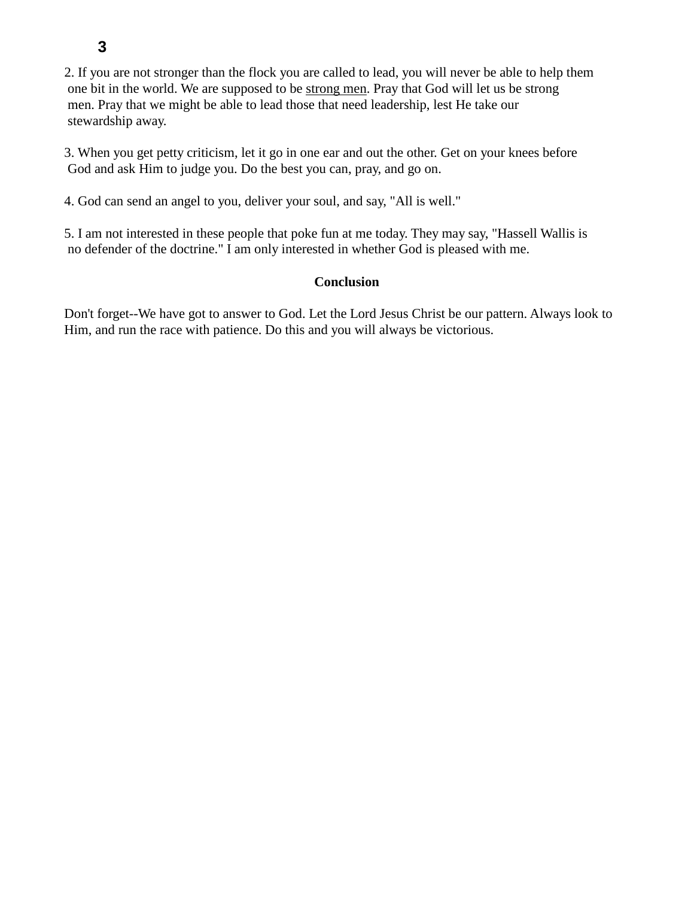2. If you are not stronger than the flock you are called to lead, you will never be able to help them one bit in the world. We are supposed to be <u>strong men</u>. Pray that God will let us be strong men. Pray that we might be able to lead those that need leadership, lest He take our stewardship away.

3. When you get petty criticism, let it go in one ear and out the other. Get on your knees before God and ask Him to judge you. Do the best you can, pray, and go on.

4. God can send an angel to you, deliver your soul, and say, "All is well."

5. I am not interested in these people that poke fun at me today. They may say, "Hassell Wallis is no defender of the doctrine." I am only interested in whether God is pleased with me.

**Conclusion**

Don't forget--We have got to answer to God. Let the Lord Jesus Christ be our pattern. Always look to Him, and run the race with patience. Do this and you will always be victorious.